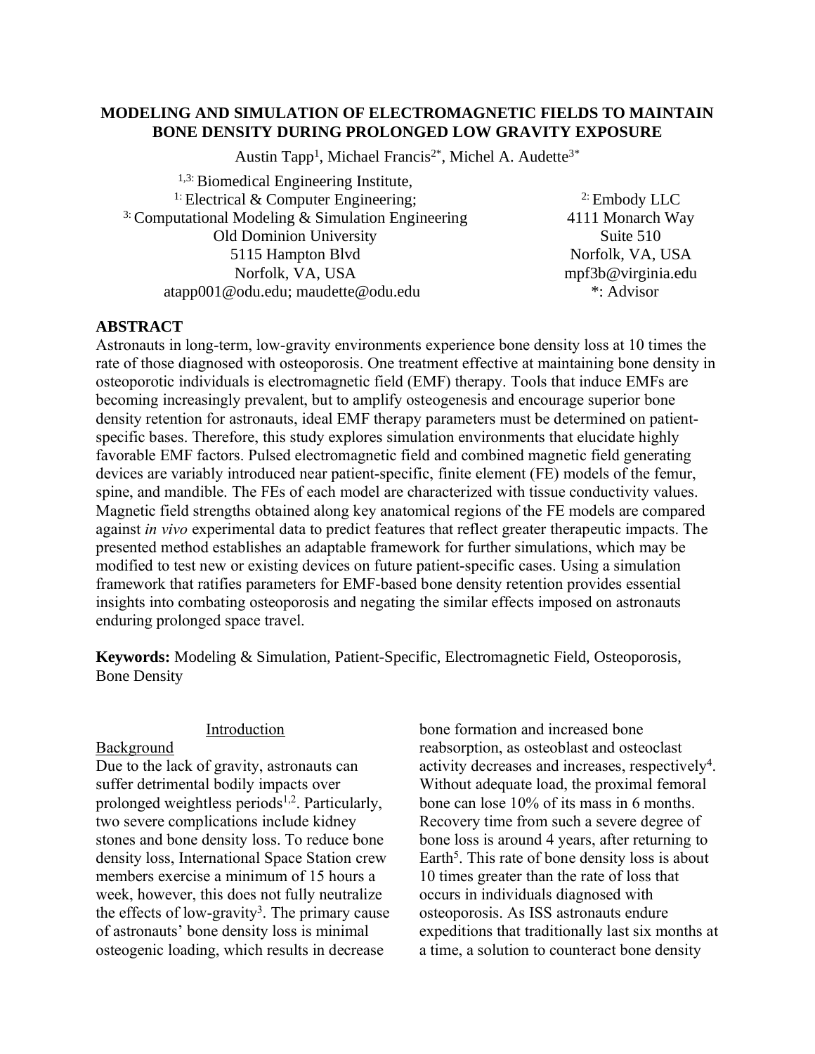# MODELING AND SIMULATION OF ELECTROMAGNETIC FIELDS TO MAINTAIN BONE DENSITY DURING PROLONGED LOW GRAVITY EXPOSURE

Austin Tapp[1], Michael Francis[2*], Michel A. Audette[3*]

[1,3:] Biomedical Engineering Institute,
[1:] Electrical & Computer Engineering;
[3:] Computational Modeling & Simulation Engineering
Old Dominion University
5115 Hampton Blvd
Norfolk, VA, USA
atapp001@odu.edu; maudette@odu.edu

[2:] Embody LLC
4111 Monarch Way
Suite 510
Norfolk, VA, USA
mpf3b@virginia.edu
*: Advisor

## ABSTRACT

Astronauts in long-term, low-gravity environments experience bone density loss at 10 times the rate of those diagnosed with osteoporosis. One treatment effective at maintaining bone density in osteoporotic individuals is electromagnetic field (EMF) therapy. Tools that induce EMFs are becoming increasingly prevalent, but to amplify osteogenesis and encourage superior bone density retention for astronauts, ideal EMF therapy parameters must be determined on patient-specific bases. Therefore, this study explores simulation environments that elucidate highly favorable EMF factors. Pulsed electromagnetic field and combined magnetic field generating devices are variably introduced near patient-specific, finite element (FE) models of the femur, spine, and mandible. The FEs of each model are characterized with tissue conductivity values. Magnetic field strengths obtained along key anatomical regions of the FE models are compared against *in vivo* experimental data to predict features that reflect greater therapeutic impacts. The presented method establishes an adaptable framework for further simulations, which may be modified to test new or existing devices on future patient-specific cases. Using a simulation framework that ratifies parameters for EMF-based bone density retention provides essential insights into combating osteoporosis and negating the similar effects imposed on astronauts enduring prolonged space travel.

**Keywords:** Modeling & Simulation, Patient-Specific, Electromagnetic Field, Osteoporosis, Bone Density

## Introduction

### Background

Due to the lack of gravity, astronauts can suffer detrimental bodily impacts over prolonged weightless periods[1,2]. Particularly, two severe complications include kidney stones and bone density loss. To reduce bone density loss, International Space Station crew members exercise a minimum of 15 hours a week, however, this does not fully neutralize the effects of low-gravity[3]. The primary cause of astronauts' bone density loss is minimal osteogenic loading, which results in decrease bone formation and increased bone reabsorption, as osteoblast and osteoclast activity decreases and increases, respectively[4]. Without adequate load, the proximal femoral bone can lose 10% of its mass in 6 months. Recovery time from such a severe degree of bone loss is around 4 years, after returning to Earth[5]. This rate of bone density loss is about 10 times greater than the rate of loss that occurs in individuals diagnosed with osteoporosis. As ISS astronauts endure expeditions that traditionally last six months at a time, a solution to counteract bone density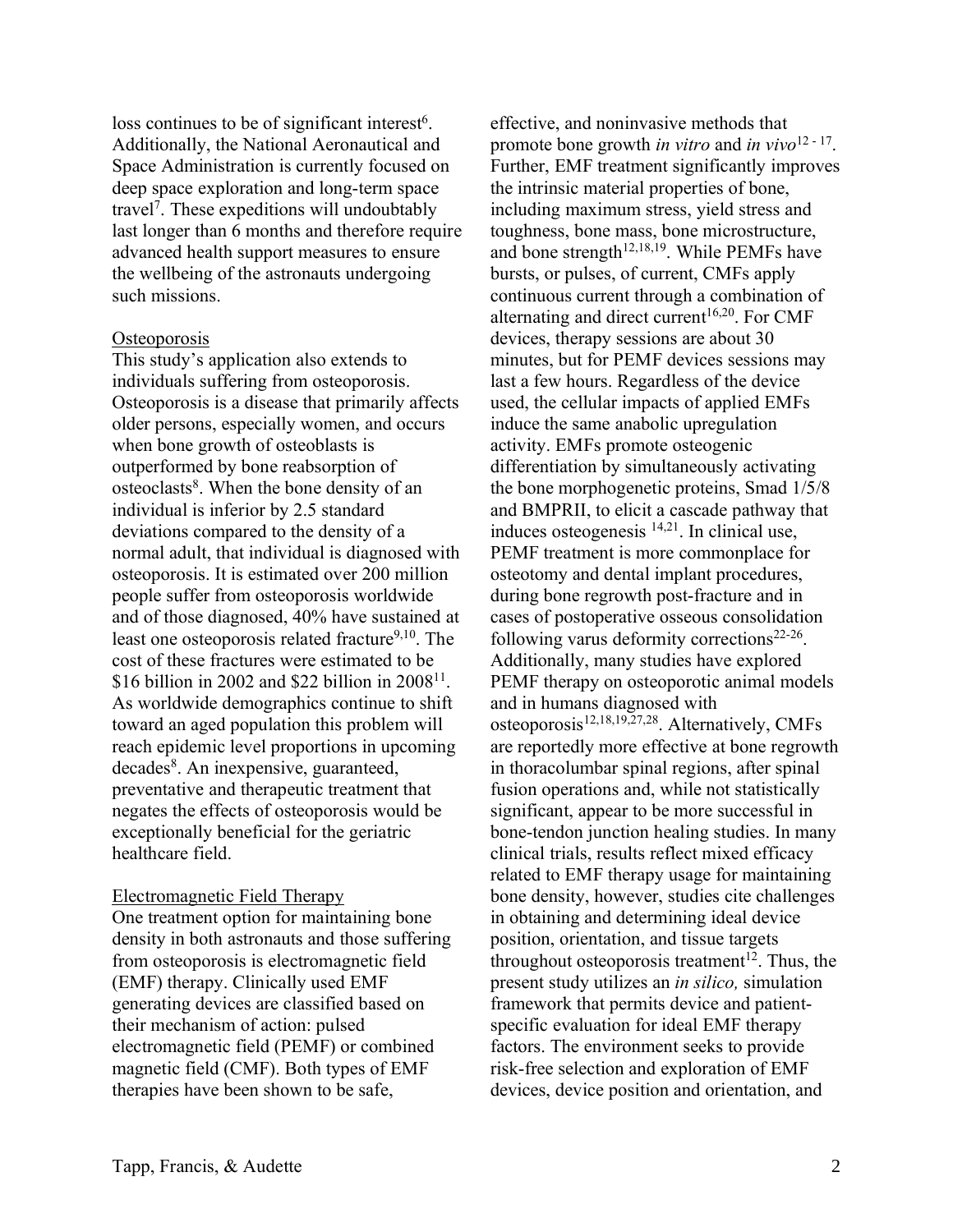loss continues to be of significant interest[6]. Additionally, the National Aeronautical and Space Administration is currently focused on deep space exploration and long-term space travel[7]. These expeditions will undoubtably last longer than 6 months and therefore require advanced health support measures to ensure the wellbeing of the astronauts undergoing such missions.

## Osteoporosis

This study's application also extends to individuals suffering from osteoporosis. Osteoporosis is a disease that primarily affects older persons, especially women, and occurs when bone growth of osteoblasts is outperformed by bone reabsorption of osteoclasts[8]. When the bone density of an individual is inferior by 2.5 standard deviations compared to the density of a normal adult, that individual is diagnosed with osteoporosis. It is estimated over 200 million people suffer from osteoporosis worldwide and of those diagnosed, 40% have sustained at least one osteoporosis related fracture[9,10]. The cost of these fractures were estimated to be \$16 billion in 2002 and \$22 billion in 2008[11]. As worldwide demographics continue to shift toward an aged population this problem will reach epidemic level proportions in upcoming decades[8]. An inexpensive, guaranteed, preventative and therapeutic treatment that negates the effects of osteoporosis would be exceptionally beneficial for the geriatric healthcare field.

## Electromagnetic Field Therapy

One treatment option for maintaining bone density in both astronauts and those suffering from osteoporosis is electromagnetic field (EMF) therapy. Clinically used EMF generating devices are classified based on their mechanism of action: pulsed electromagnetic field (PEMF) or combined magnetic field (CMF). Both types of EMF therapies have been shown to be safe, effective, and noninvasive methods that promote bone growth *in vitro* and *in vivo*[12 - 17]. Further, EMF treatment significantly improves the intrinsic material properties of bone, including maximum stress, yield stress and toughness, bone mass, bone microstructure, and bone strength[12,18,19]. While PEMFs have bursts, or pulses, of current, CMFs apply continuous current through a combination of alternating and direct current[16,20]. For CMF devices, therapy sessions are about 30 minutes, but for PEMF devices sessions may last a few hours. Regardless of the device used, the cellular impacts of applied EMFs induce the same anabolic upregulation activity. EMFs promote osteogenic differentiation by simultaneously activating the bone morphogenetic proteins, Smad 1/5/8 and BMPRII, to elicit a cascade pathway that induces osteogenesis [14,21]. In clinical use, PEMF treatment is more commonplace for osteotomy and dental implant procedures, during bone regrowth post-fracture and in cases of postoperative osseous consolidation following varus deformity corrections[22-26]. Additionally, many studies have explored PEMF therapy on osteoporotic animal models and in humans diagnosed with osteoporosis[12,18,19,27,28]. Alternatively, CMFs are reportedly more effective at bone regrowth in thoracolumbar spinal regions, after spinal fusion operations and, while not statistically significant, appear to be more successful in bone-tendon junction healing studies. In many clinical trials, results reflect mixed efficacy related to EMF therapy usage for maintaining bone density, however, studies cite challenges in obtaining and determining ideal device position, orientation, and tissue targets throughout osteoporosis treatment[12]. Thus, the present study utilizes an *in silico,* simulation framework that permits device and patient-specific evaluation for ideal EMF therapy factors. The environment seeks to provide risk-free selection and exploration of EMF devices, device position and orientation, and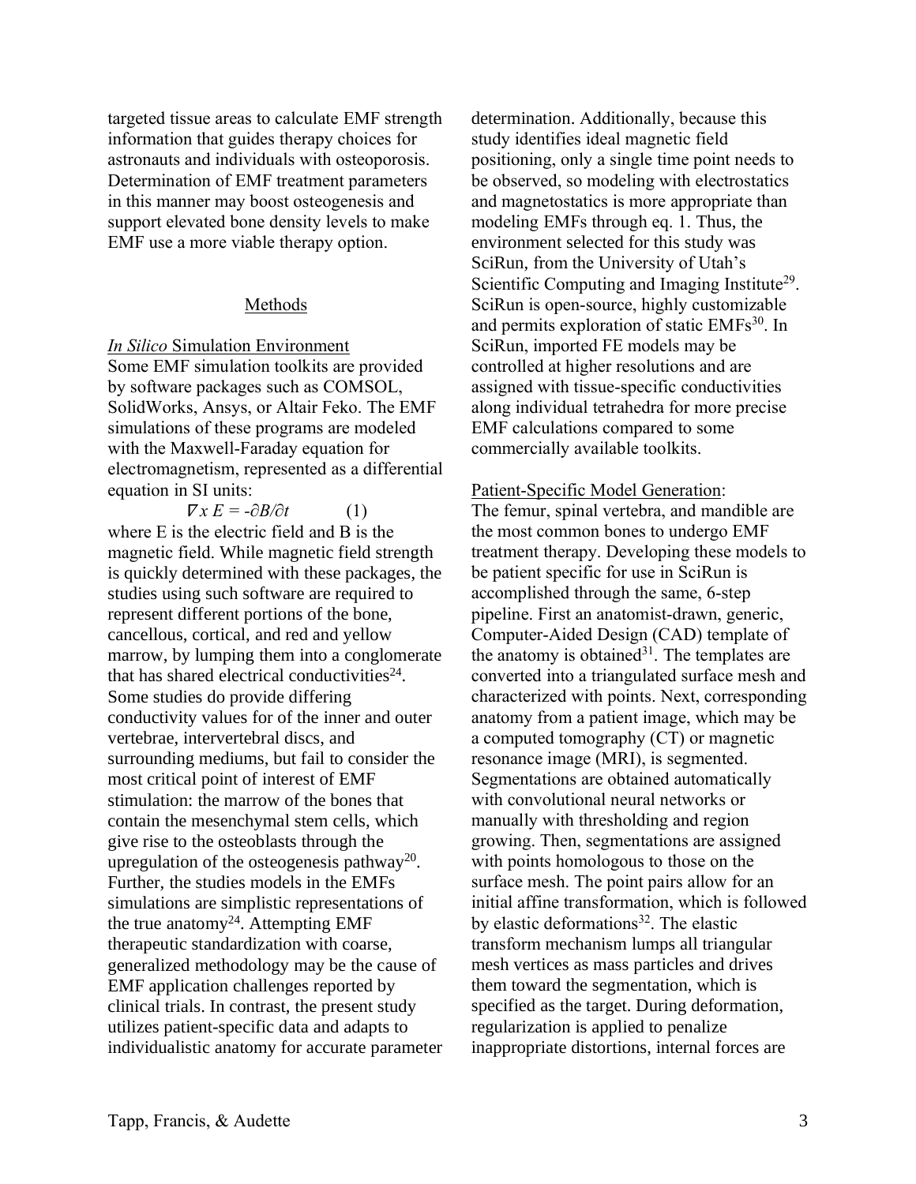targeted tissue areas to calculate EMF strength information that guides therapy choices for astronauts and individuals with osteoporosis. Determination of EMF treatment parameters in this manner may boost osteogenesis and support elevated bone density levels to make EMF use a more viable therapy option.

## Methods

### *In Silico* Simulation Environment

Some EMF simulation toolkits are provided by software packages such as COMSOL, SolidWorks, Ansys, or Altair Feko. The EMF simulations of these programs are modeled with the Maxwell-Faraday equation for electromagnetism, represented as a differential equation in SI units:

$$\nabla \times E = -\partial B/\partial t \qquad (1)$$

where E is the electric field and B is the magnetic field. While magnetic field strength is quickly determined with these packages, the studies using such software are required to represent different portions of the bone, cancellous, cortical, and red and yellow marrow, by lumping them into a conglomerate that has shared electrical conductivities[24]. Some studies do provide differing conductivity values for of the inner and outer vertebrae, intervertebral discs, and surrounding mediums, but fail to consider the most critical point of interest of EMF stimulation: the marrow of the bones that contain the mesenchymal stem cells, which give rise to the osteoblasts through the upregulation of the osteogenesis pathway[20]. Further, the studies models in the EMFs simulations are simplistic representations of the true anatomy[24]. Attempting EMF therapeutic standardization with coarse, generalized methodology may be the cause of EMF application challenges reported by clinical trials. In contrast, the present study utilizes patient-specific data and adapts to individualistic anatomy for accurate parameter determination. Additionally, because this study identifies ideal magnetic field positioning, only a single time point needs to be observed, so modeling with electrostatics and magnetostatics is more appropriate than modeling EMFs through eq. 1. Thus, the environment selected for this study was SciRun, from the University of Utah's Scientific Computing and Imaging Institute[29]. SciRun is open-source, highly customizable and permits exploration of static EMFs[30]. In SciRun, imported FE models may be controlled at higher resolutions and are assigned with tissue-specific conductivities along individual tetrahedra for more precise EMF calculations compared to some commercially available toolkits.

### Patient-Specific Model Generation:

The femur, spinal vertebra, and mandible are the most common bones to undergo EMF treatment therapy. Developing these models to be patient specific for use in SciRun is accomplished through the same, 6-step pipeline. First an anatomist-drawn, generic, Computer-Aided Design (CAD) template of the anatomy is obtained[31]. The templates are converted into a triangulated surface mesh and characterized with points. Next, corresponding anatomy from a patient image, which may be a computed tomography (CT) or magnetic resonance image (MRI), is segmented. Segmentations are obtained automatically with convolutional neural networks or manually with thresholding and region growing. Then, segmentations are assigned with points homologous to those on the surface mesh. The point pairs allow for an initial affine transformation, which is followed by elastic deformations[32]. The elastic transform mechanism lumps all triangular mesh vertices as mass particles and drives them toward the segmentation, which is specified as the target. During deformation, regularization is applied to penalize inappropriate distortions, internal forces are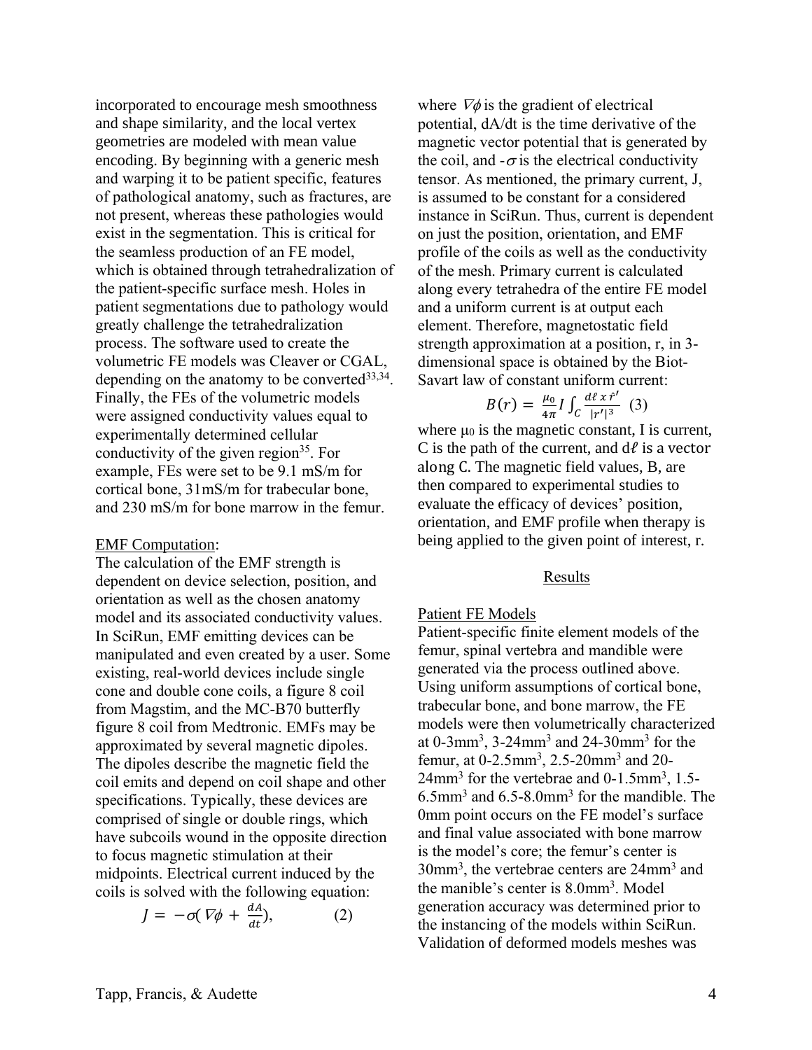incorporated to encourage mesh smoothness and shape similarity, and the local vertex geometries are modeled with mean value encoding. By beginning with a generic mesh and warping it to be patient specific, features of pathological anatomy, such as fractures, are not present, whereas these pathologies would exist in the segmentation. This is critical for the seamless production of an FE model, which is obtained through tetrahedralization of the patient-specific surface mesh. Holes in patient segmentations due to pathology would greatly challenge the tetrahedralization process. The software used to create the volumetric FE models was Cleaver or CGAL, depending on the anatomy to be converted[33,34]. Finally, the FEs of the volumetric models were assigned conductivity values equal to experimentally determined cellular conductivity of the given region[35]. For example, FEs were set to be 9.1 mS/m for cortical bone, 31mS/m for trabecular bone, and 230 mS/m for bone marrow in the femur.

EMF Computation:

The calculation of the EMF strength is dependent on device selection, position, and orientation as well as the chosen anatomy model and its associated conductivity values. In SciRun, EMF emitting devices can be manipulated and even created by a user. Some existing, real-world devices include single cone and double cone coils, a figure 8 coil from Magstim, and the MC-B70 butterfly figure 8 coil from Medtronic. EMFs may be approximated by several magnetic dipoles. The dipoles describe the magnetic field the coil emits and depend on coil shape and other specifications. Typically, these devices are comprised of single or double rings, which have subcoils wound in the opposite direction to focus magnetic stimulation at their midpoints. Electrical current induced by the coils is solved with the following equation:

$$J = -\sigma(\nabla\phi + \frac{dA}{dt}), \qquad (2)$$

where $\nabla\phi$ is the gradient of electrical potential, dA/dt is the time derivative of the magnetic vector potential that is generated by the coil, and $-\sigma$ is the electrical conductivity tensor. As mentioned, the primary current, J, is assumed to be constant for a considered instance in SciRun. Thus, current is dependent on just the position, orientation, and EMF profile of the coils as well as the conductivity of the mesh. Primary current is calculated along every tetrahedra of the entire FE model and a uniform current is at output each element. Therefore, magnetostatic field strength approximation at a position, r, in 3-dimensional space is obtained by the Biot-Savart law of constant uniform current:

$$B(r) = \frac{\mu_0}{4\pi} I \int_C \frac{d\ell \times \hat{r}'}{|r'|^3} \quad (3)$$

where $\mu_0$ is the magnetic constant, I is current, C is the path of the current, and $d\ell$ is a vector along C. The magnetic field values, B, are then compared to experimental studies to evaluate the efficacy of devices' position, orientation, and EMF profile when therapy is being applied to the given point of interest, r.

## Results

Patient FE Models

Patient-specific finite element models of the femur, spinal vertebra and mandible were generated via the process outlined above. Using uniform assumptions of cortical bone, trabecular bone, and bone marrow, the FE models were then volumetrically characterized at 0-3mm$^3$, 3-24mm$^3$ and 24-30mm$^3$ for the femur, at 0-2.5mm$^3$, 2.5-20mm$^3$ and 20-24mm$^3$ for the vertebrae and 0-1.5mm$^3$, 1.5-6.5mm$^3$ and 6.5-8.0mm$^3$ for the mandible. The 0mm point occurs on the FE model's surface and final value associated with bone marrow is the model's core; the femur's center is 30mm$^3$, the vertebrae centers are 24mm$^3$ and the manible's center is 8.0mm$^3$. Model generation accuracy was determined prior to the instancing of the models within SciRun. Validation of deformed models meshes was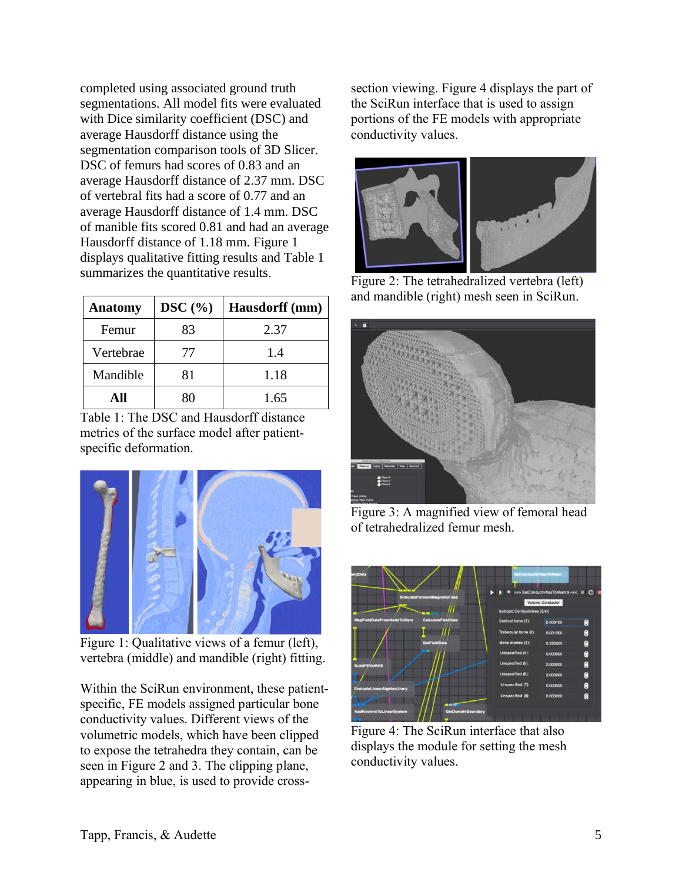completed using associated ground truth segmentations. All model fits were evaluated with Dice similarity coefficient (DSC) and average Hausdorff distance using the segmentation comparison tools of 3D Slicer. DSC of femurs had scores of 0.83 and an average Hausdorff distance of 2.37 mm. DSC of vertebral fits had a score of 0.77 and an average Hausdorff distance of 1.4 mm. DSC of manible fits scored 0.81 and had an average Hausdorff distance of 1.18 mm. Figure 1 displays qualitative fitting results and Table 1 summarizes the quantitative results.

| Anatomy | DSC (%) | Hausdorff (mm) |
|---|---|---|
| Femur | 83 | 2.37 |
| Vertebrae | 77 | 1.4 |
| Mandible | 81 | 1.18 |
| **All** | 80 | 1.65 |

Table 1: The DSC and Hausdorff distance metrics of the surface model after patient-specific deformation.

Figure 1: Qualitative views of a femur (left), vertebra (middle) and mandible (right) fitting.

Within the SciRun environment, these patient-specific, FE models assigned particular bone conductivity values. Different views of the volumetric models, which have been clipped to expose the tetrahedra they contain, can be seen in Figure 2 and 3. The clipping plane, appearing in blue, is used to provide cross-section viewing. Figure 4 displays the part of the SciRun interface that is used to assign portions of the FE models with appropriate conductivity values.

Figure 2: The tetrahedralized vertebra (left) and mandible (right) mesh seen in SciRun.

Figure 3: A magnified view of femoral head of tetrahedralized femur mesh.

Figure 4: The SciRun interface that also displays the module for setting the mesh conductivity values.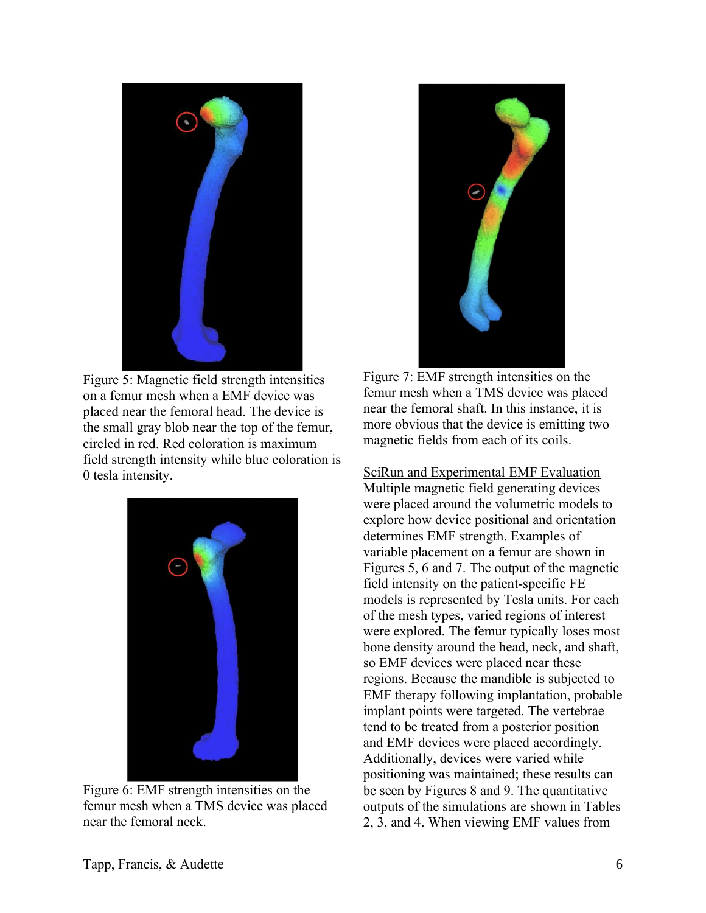Figure 5: Magnetic field strength intensities on a femur mesh when a EMF device was placed near the femoral head. The device is the small gray blob near the top of the femur, circled in red. Red coloration is maximum field strength intensity while blue coloration is 0 tesla intensity.

Figure 6: EMF strength intensities on the femur mesh when a TMS device was placed near the femoral neck.

Figure 7: EMF strength intensities on the femur mesh when a TMS device was placed near the femoral shaft. In this instance, it is more obvious that the device is emitting two magnetic fields from each of its coils.

<u>SciRun and Experimental EMF Evaluation</u>

Multiple magnetic field generating devices were placed around the volumetric models to explore how device positional and orientation determines EMF strength. Examples of variable placement on a femur are shown in Figures 5, 6 and 7. The output of the magnetic field intensity on the patient-specific FE models is represented by Tesla units. For each of the mesh types, varied regions of interest were explored. The femur typically loses most bone density around the head, neck, and shaft, so EMF devices were placed near these regions. Because the mandible is subjected to EMF therapy following implantation, probable implant points were targeted. The vertebrae tend to be treated from a posterior position and EMF devices were placed accordingly. Additionally, devices were varied while positioning was maintained; these results can be seen by Figures 8 and 9. The quantitative outputs of the simulations are shown in Tables 2, 3, and 4. When viewing EMF values from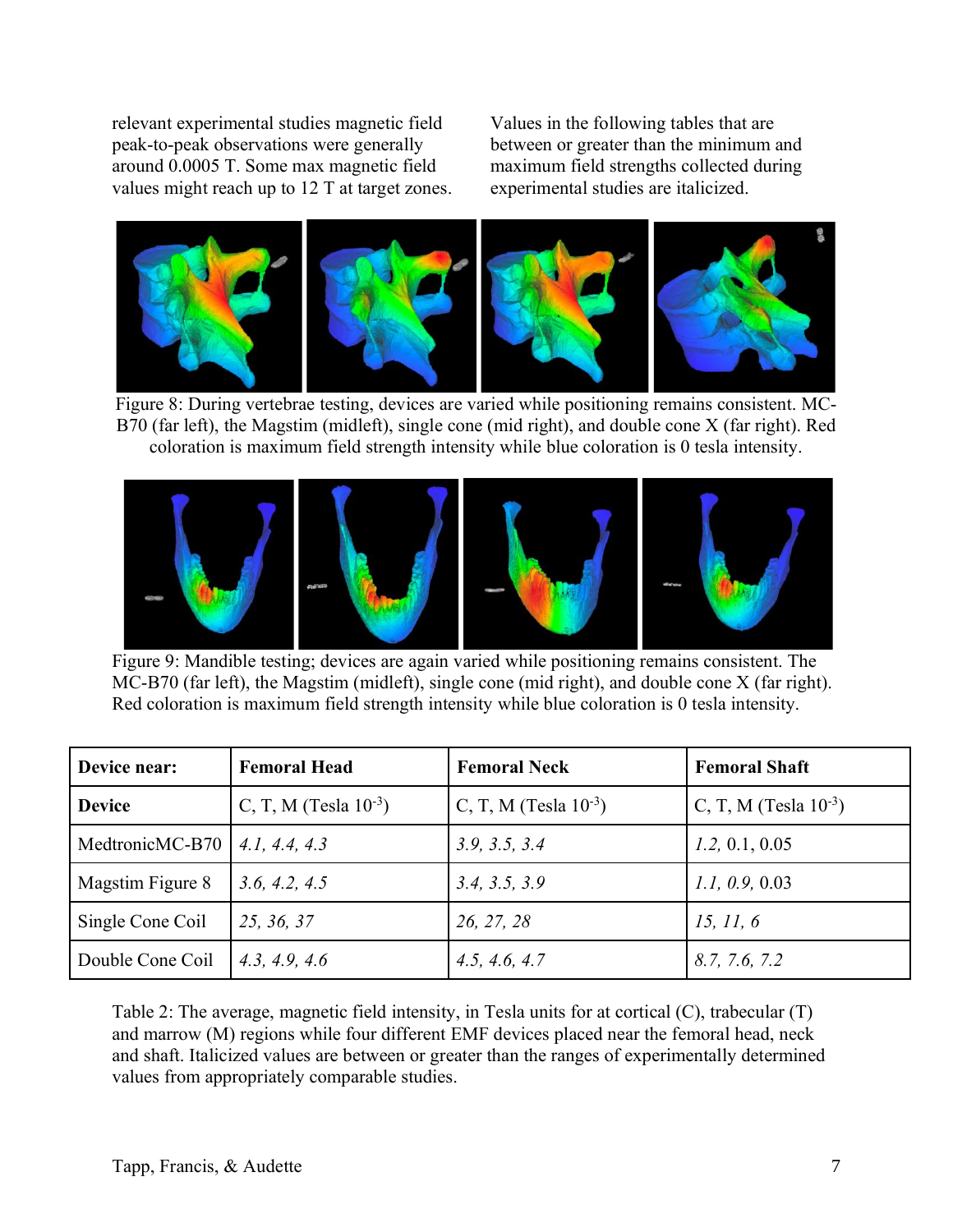relevant experimental studies magnetic field peak-to-peak observations were generally around 0.0005 T. Some max magnetic field values might reach up to 12 T at target zones.

Values in the following tables that are between or greater than the minimum and maximum field strengths collected during experimental studies are italicized.

Figure 8: During vertebrae testing, devices are varied while positioning remains consistent. MC-B70 (far left), the Magstim (midleft), single cone (mid right), and double cone X (far right). Red coloration is maximum field strength intensity while blue coloration is 0 tesla intensity.

Figure 9: Mandible testing; devices are again varied while positioning remains consistent. The MC-B70 (far left), the Magstim (midleft), single cone (mid right), and double cone X (far right). Red coloration is maximum field strength intensity while blue coloration is 0 tesla intensity.

| **Device near:** | **Femoral Head** | **Femoral Neck** | **Femoral Shaft** |
|---|---|---|---|
| **Device** | C, T, M (Tesla $10^{-3}$) | C, T, M (Tesla $10^{-3}$) | C, T, M (Tesla $10^{-3}$) |
| MedtronicMC-B70 | *4.1, 4.4, 4.3* | *3.9, 3.5, 3.4* | *1.2,* 0.1, 0.05 |
| Magstim Figure 8 | *3.6, 4.2, 4.5* | *3.4, 3.5, 3.9* | *1.1, 0.9,* 0.03 |
| Single Cone Coil | *25, 36, 37* | *26, 27, 28* | *15, 11, 6* |
| Double Cone Coil | *4.3, 4.9, 4.6* | *4.5, 4.6, 4.7* | *8.7, 7.6, 7.2* |

Table 2: The average, magnetic field intensity, in Tesla units for at cortical (C), trabecular (T) and marrow (M) regions while four different EMF devices placed near the femoral head, neck and shaft. Italicized values are between or greater than the ranges of experimentally determined values from appropriately comparable studies.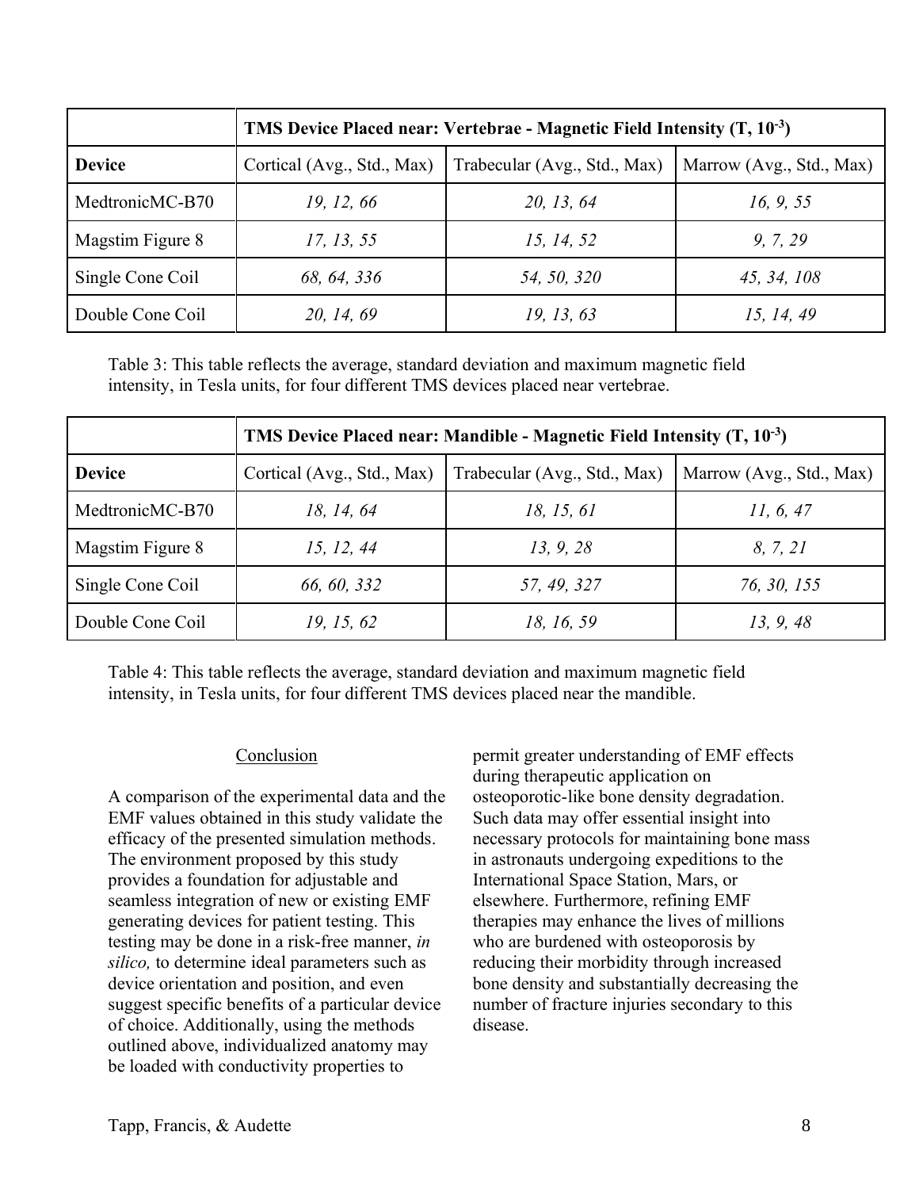| | TMS Device Placed near: Vertebrae - Magnetic Field Intensity (T, $10^{-3}$) | | |
|---|---|---|---|
| **Device** | Cortical (Avg., Std., Max) | Trabecular (Avg., Std., Max) | Marrow (Avg., Std., Max) |
| MedtronicMC-B70 | *19, 12, 66* | *20, 13, 64* | *16, 9, 55* |
| Magstim Figure 8 | *17, 13, 55* | *15, 14, 52* | *9, 7, 29* |
| Single Cone Coil | *68, 64, 336* | *54, 50, 320* | *45, 34, 108* |
| Double Cone Coil | *20, 14, 69* | *19, 13, 63* | *15, 14, 49* |

Table 3: This table reflects the average, standard deviation and maximum magnetic field intensity, in Tesla units, for four different TMS devices placed near vertebrae.

| | TMS Device Placed near: Mandible - Magnetic Field Intensity (T, $10^{-3}$) | | |
|---|---|---|---|
| **Device** | Cortical (Avg., Std., Max) | Trabecular (Avg., Std., Max) | Marrow (Avg., Std., Max) |
| MedtronicMC-B70 | *18, 14, 64* | *18, 15, 61* | *11, 6, 47* |
| Magstim Figure 8 | *15, 12, 44* | *13, 9, 28* | *8, 7, 21* |
| Single Cone Coil | *66, 60, 332* | *57, 49, 327* | *76, 30, 155* |
| Double Cone Coil | *19, 15, 62* | *18, 16, 59* | *13, 9, 48* |

Table 4: This table reflects the average, standard deviation and maximum magnetic field intensity, in Tesla units, for four different TMS devices placed near the mandible.

## Conclusion

A comparison of the experimental data and the EMF values obtained in this study validate the efficacy of the presented simulation methods. The environment proposed by this study provides a foundation for adjustable and seamless integration of new or existing EMF generating devices for patient testing. This testing may be done in a risk-free manner, *in silico,* to determine ideal parameters such as device orientation and position, and even suggest specific benefits of a particular device of choice. Additionally, using the methods outlined above, individualized anatomy may be loaded with conductivity properties to permit greater understanding of EMF effects during therapeutic application on osteoporotic-like bone density degradation. Such data may offer essential insight into necessary protocols for maintaining bone mass in astronauts undergoing expeditions to the International Space Station, Mars, or elsewhere. Furthermore, refining EMF therapies may enhance the lives of millions who are burdened with osteoporosis by reducing their morbidity through increased bone density and substantially decreasing the number of fracture injuries secondary to this disease.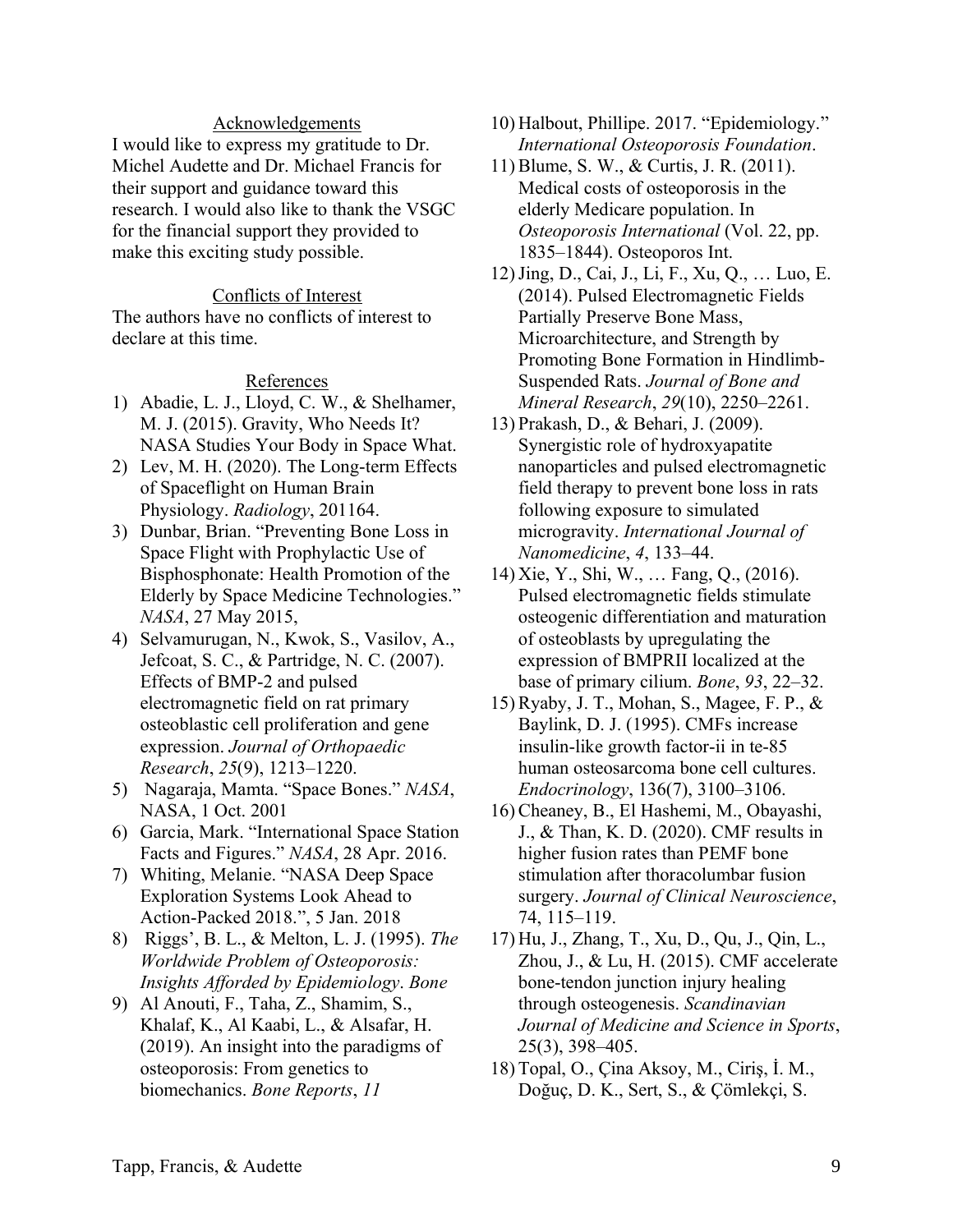## Acknowledgements

I would like to express my gratitude to Dr. Michel Audette and Dr. Michael Francis for their support and guidance toward this research. I would also like to thank the VSGC for the financial support they provided to make this exciting study possible.

## Conflicts of Interest

The authors have no conflicts of interest to declare at this time.

## References

1) Abadie, L. J., Lloyd, C. W., & Shelhamer, M. J. (2015). Gravity, Who Needs It? NASA Studies Your Body in Space What.
2) Lev, M. H. (2020). The Long-term Effects of Spaceflight on Human Brain Physiology. *Radiology*, 201164.
3) Dunbar, Brian. "Preventing Bone Loss in Space Flight with Prophylactic Use of Bisphosphonate: Health Promotion of the Elderly by Space Medicine Technologies." *NASA*, 27 May 2015,
4) Selvamurugan, N., Kwok, S., Vasilov, A., Jefcoat, S. C., & Partridge, N. C. (2007). Effects of BMP-2 and pulsed electromagnetic field on rat primary osteoblastic cell proliferation and gene expression. *Journal of Orthopaedic Research*, *25*(9), 1213–1220.
5) Nagaraja, Mamta. "Space Bones." *NASA*, NASA, 1 Oct. 2001
6) Garcia, Mark. "International Space Station Facts and Figures." *NASA*, 28 Apr. 2016.
7) Whiting, Melanie. "NASA Deep Space Exploration Systems Look Ahead to Action-Packed 2018.", 5 Jan. 2018
8) Riggs', B. L., & Melton, L. J. (1995). *The Worldwide Problem of Osteoporosis: Insights Afforded by Epidemiology*. *Bone*
9) Al Anouti, F., Taha, Z., Shamim, S., Khalaf, K., Al Kaabi, L., & Alsafar, H. (2019). An insight into the paradigms of osteoporosis: From genetics to biomechanics. *Bone Reports*, *11*
10) Halbout, Phillipe. 2017. "Epidemiology." *International Osteoporosis Foundation*.
11) Blume, S. W., & Curtis, J. R. (2011). Medical costs of osteoporosis in the elderly Medicare population. In *Osteoporosis International* (Vol. 22, pp. 1835–1844). Osteoporos Int.
12) Jing, D., Cai, J., Li, F., Xu, Q., … Luo, E. (2014). Pulsed Electromagnetic Fields Partially Preserve Bone Mass, Microarchitecture, and Strength by Promoting Bone Formation in Hindlimb-Suspended Rats. *Journal of Bone and Mineral Research*, *29*(10), 2250–2261.
13) Prakash, D., & Behari, J. (2009). Synergistic role of hydroxyapatite nanoparticles and pulsed electromagnetic field therapy to prevent bone loss in rats following exposure to simulated microgravity. *International Journal of Nanomedicine*, *4*, 133–44.
14) Xie, Y., Shi, W., … Fang, Q., (2016). Pulsed electromagnetic fields stimulate osteogenic differentiation and maturation of osteoblasts by upregulating the expression of BMPRII localized at the base of primary cilium. *Bone*, *93*, 22–32.
15) Ryaby, J. T., Mohan, S., Magee, F. P., & Baylink, D. J. (1995). CMFs increase insulin-like growth factor-ii in te-85 human osteosarcoma bone cell cultures. *Endocrinology*, 136(7), 3100–3106.
16) Cheaney, B., El Hashemi, M., Obayashi, J., & Than, K. D. (2020). CMF results in higher fusion rates than PEMF bone stimulation after thoracolumbar fusion surgery. *Journal of Clinical Neuroscience*, 74, 115–119.
17) Hu, J., Zhang, T., Xu, D., Qu, J., Qin, L., Zhou, J., & Lu, H. (2015). CMF accelerate bone-tendon junction injury healing through osteogenesis. *Scandinavian Journal of Medicine and Science in Sports*, 25(3), 398–405.
18) Topal, O., Çina Aksoy, M., Ciriş, İ. M., Doğuç, D. K., Sert, S., & Çömlekçi, S.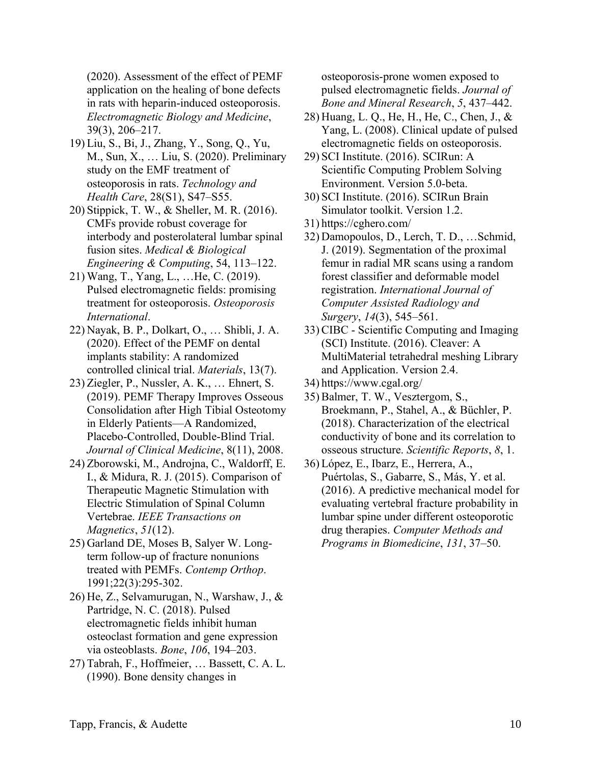(2020). Assessment of the effect of PEMF application on the healing of bone defects in rats with heparin-induced osteoporosis. *Electromagnetic Biology and Medicine*, 39(3), 206–217.

19) Liu, S., Bi, J., Zhang, Y., Song, Q., Yu, M., Sun, X., … Liu, S. (2020). Preliminary study on the EMF treatment of osteoporosis in rats. *Technology and Health Care*, 28(S1), S47–S55.
20) Stippick, T. W., & Sheller, M. R. (2016). CMFs provide robust coverage for interbody and posterolateral lumbar spinal fusion sites. *Medical & Biological Engineering & Computing*, 54, 113–122.
21) Wang, T., Yang, L., …He, C. (2019). Pulsed electromagnetic fields: promising treatment for osteoporosis. *Osteoporosis International*.
22) Nayak, B. P., Dolkart, O., … Shibli, J. A. (2020). Effect of the PEMF on dental implants stability: A randomized controlled clinical trial. *Materials*, 13(7).
23) Ziegler, P., Nussler, A. K., … Ehnert, S. (2019). PEMF Therapy Improves Osseous Consolidation after High Tibial Osteotomy in Elderly Patients—A Randomized, Placebo-Controlled, Double-Blind Trial. *Journal of Clinical Medicine*, 8(11), 2008.
24) Zborowski, M., Androjna, C., Waldorff, E. I., & Midura, R. J. (2015). Comparison of Therapeutic Magnetic Stimulation with Electric Stimulation of Spinal Column Vertebrae. *IEEE Transactions on Magnetics*, *51*(12).
25) Garland DE, Moses B, Salyer W. Long-term follow-up of fracture nonunions treated with PEMFs. *Contemp Orthop*. 1991;22(3):295-302.
26) He, Z., Selvamurugan, N., Warshaw, J., & Partridge, N. C. (2018). Pulsed electromagnetic fields inhibit human osteoclast formation and gene expression via osteoblasts. *Bone*, *106*, 194–203.
27) Tabrah, F., Hoffmeier, … Bassett, C. A. L. (1990). Bone density changes in osteoporosis-prone women exposed to pulsed electromagnetic fields. *Journal of Bone and Mineral Research*, *5*, 437–442.
28) Huang, L. Q., He, H., He, C., Chen, J., & Yang, L. (2008). Clinical update of pulsed electromagnetic fields on osteoporosis.
29) SCI Institute. (2016). SCIRun: A Scientific Computing Problem Solving Environment. Version 5.0-beta.
30) SCI Institute. (2016). SCIRun Brain Simulator toolkit. Version 1.2.
31) https://cghero.com/
32) Damopoulos, D., Lerch, T. D., …Schmid, J. (2019). Segmentation of the proximal femur in radial MR scans using a random forest classifier and deformable model registration. *International Journal of Computer Assisted Radiology and Surgery*, *14*(3), 545–561.
33) CIBC - Scientific Computing and Imaging (SCI) Institute. (2016). Cleaver: A MultiMaterial tetrahedral meshing Library and Application. Version 2.4.
34) https://www.cgal.org/
35) Balmer, T. W., Vesztergom, S., Broekmann, P., Stahel, A., & Büchler, P. (2018). Characterization of the electrical conductivity of bone and its correlation to osseous structure. *Scientific Reports*, *8*, 1.
36) López, E., Ibarz, E., Herrera, A., Puértolas, S., Gabarre, S., Más, Y. et al. (2016). A predictive mechanical model for evaluating vertebral fracture probability in lumbar spine under different osteoporotic drug therapies. *Computer Methods and Programs in Biomedicine*, *131*, 37–50.